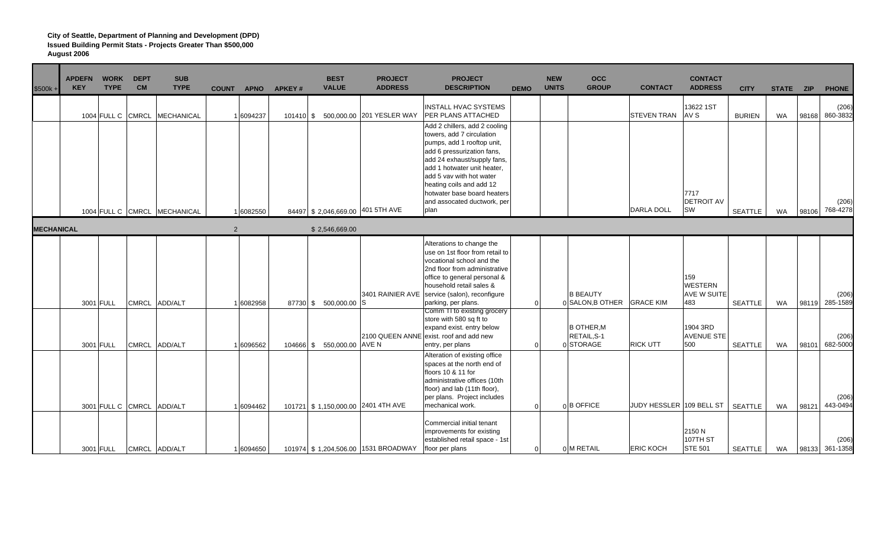**City of Seattle, Department of Planning and Development (DPD)**
**Issued Building Permit Stats - Projects Greater Than $500,000**
**August 2006**

| $500k + | APDEFN KEY | WORK TYPE | DEPT CM | SUB TYPE | COUNT | APNO | APKEY # | BEST VALUE | PROJECT ADDRESS | PROJECT DESCRIPTION | DEMO | NEW UNITS | OCC GROUP | CONTACT | CONTACT ADDRESS | CITY | STATE | ZIP | PHONE |
|---|---|---|---|---|---|---|---|---|---|---|---|---|---|---|---|---|---|---|---|
| | 1004 | FULL C | CMRCL | MECHANICAL | 1 | 6094237 | 101410 | $ 500,000.00 | 201 YESLER WAY | INSTALL HVAC SYSTEMS PER PLANS ATTACHED | | | | STEVEN TRAN | 13622 1ST AV S | BURIEN | WA | 98168 | (206) 860-3832 |
| | 1004 | FULL C | CMRCL | MECHANICAL | 1 | 6082550 | 84497 | $ 2,046,669.00 | 401 5TH AVE | Add 2 chillers, add 2 cooling towers, add 7 circulation pumps, add 1 rooftop unit, add 6 pressurization fans, add 24 exhaust/supply fans, add 1 hotwater unit heater, add 5 vav with hot water heating coils and add 12 hotwater base board heaters and assocated ductwork, per plan | | | | DARLA DOLL | 7717 DETROIT AV SW | SEATTLE | WA | 98106 | (206) 768-4278 |
| **MECHANICAL** | | | | | 2 | | | $ 2,546,669.00 | | | | | | | | | | | |
| | 3001 | FULL | CMRCL | ADD/ALT | 1 | 6082958 | 87730 | $ 500,000.00 | 3401 RAINIER AVE S | Alterations to change the use on 1st floor from retail to vocational school and the 2nd floor from administrative office to general personal & household retail sales & service (salon), reconfigure parking, per plans. | 0 | 0 | B BEAUTY SALON,B OTHER | GRACE KIM | 159 WESTERN AVE W SUITE 483 | SEATTLE | WA | 98119 | (206) 285-1589 |
| | 3001 | FULL | CMRCL | ADD/ALT | 1 | 6096562 | 104666 | $ 550,000.00 | 2100 QUEEN ANNE AVE N | Comm TI to existing grocery store with 580 sq ft to expand exist. entry below exist. roof and add new entry, per plans | 0 | 0 | B OTHER,M RETAIL,S-1 STORAGE | RICK UTT | 1904 3RD AVENUE STE 500 | SEATTLE | WA | 98101 | (206) 682-5000 |
| | 3001 | FULL C | CMRCL | ADD/ALT | 1 | 6094462 | 101721 | $ 1,150,000.00 | 2401 4TH AVE | Alteration of existing office spaces at the north end of floors 10 & 11 for administrative offices (10th floor) and lab (11th floor), per plans. Project includes mechanical work. | 0 | 0 | B OFFICE | JUDY HESSLER | 109 BELL ST | SEATTLE | WA | 98121 | (206) 443-0494 |
| | 3001 | FULL | CMRCL | ADD/ALT | 1 | 6094650 | 101974 | $ 1,204,506.00 | 1531 BROADWAY | Commercial initial tenant improvements for existing established retail space - 1st floor per plans | 0 | 0 | M RETAIL | ERIC KOCH | 2150 N 107TH ST STE 501 | SEATTLE | WA | 98133 | (206) 361-1358 |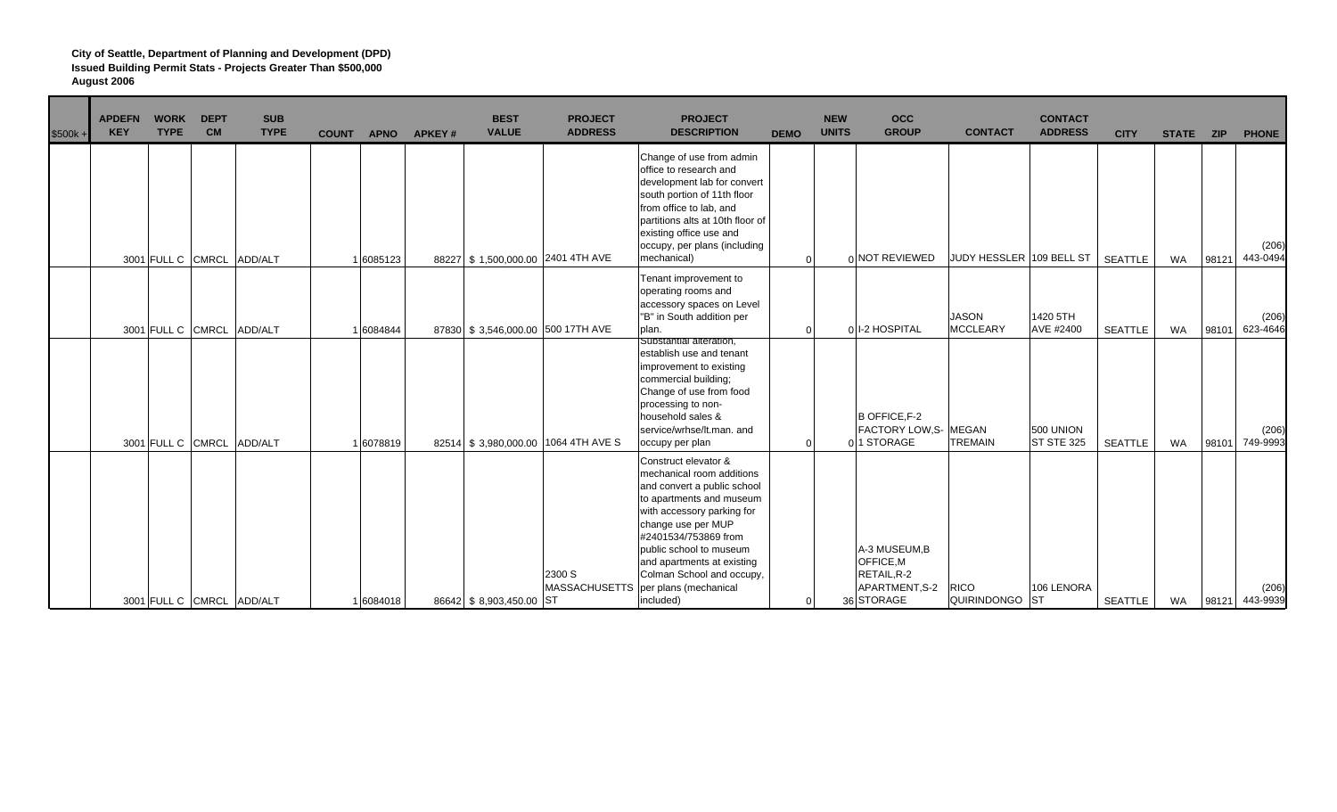**City of Seattle, Department of Planning and Development (DPD)**
**Issued Building Permit Stats - Projects Greater Than $500,000**
**August 2006**

| $500k + | APDEFN KEY | WORK TYPE | DEPT CM | SUB TYPE | COUNT | APNO | APKEY # | BEST VALUE | PROJECT ADDRESS | PROJECT DESCRIPTION | DEMO | NEW UNITS | OCC GROUP | CONTACT | CONTACT ADDRESS | CITY | STATE | ZIP | PHONE |
|---|---|---|---|---|---|---|---|---|---|---|---|---|---|---|---|---|---|---|---|
| | 3001 | FULL C | CMRCL | ADD/ALT | 1 | 6085123 | 88227 | $ 1,500,000.00 | 2401 4TH AVE | Change of use from admin office to research and development lab for convert south portion of 11th floor from office to lab, and partitions alts at 10th floor of existing office use and occupy, per plans (including mechanical) | 0 | 0 | NOT REVIEWED | JUDY HESSLER | 109 BELL ST | SEATTLE | WA | 98121 | (206) 443-0494 |
| | 3001 | FULL C | CMRCL | ADD/ALT | 1 | 6084844 | 87830 | $ 3,546,000.00 | 500 17TH AVE | Tenant improvement to operating rooms and accessory spaces on Level "B" in South addition per plan. | 0 | 0 | I-2 HOSPITAL | JASON MCCLEARY | 1420 5TH AVE #2400 | SEATTLE | WA | 98101 | (206) 623-4646 |
| | 3001 | FULL C | CMRCL | ADD/ALT | 1 | 6078819 | 82514 | $ 3,980,000.00 | 1064 4TH AVE S | Substantial alteration, establish use and tenant improvement to existing commercial building; Change of use from food processing to non-household sales & service/wrhse/lt.man. and occupy per plan | 0 | 0 | B OFFICE,F-2 FACTORY LOW,S-1 STORAGE | MEGAN TREMAIN | 500 UNION ST STE 325 | SEATTLE | WA | 98101 | (206) 749-9993 |
| | 3001 | FULL C | CMRCL | ADD/ALT | 1 | 6084018 | 86642 | $ 8,903,450.00 | 2300 S MASSACHUSETTS ST | Construct elevator & mechanical room additions and convert a public school to apartments and museum with accessory parking for change use per MUP #2401534/753869 from public school to museum and apartments at existing Colman School and occupy, per plans (mechanical included) | 0 | 36 | A-3 MUSEUM,B OFFICE,M RETAIL,R-2 APARTMENT,S-2 STORAGE | RICO QUIRINDONGO | 106 LENORA ST | SEATTLE | WA | 98121 | (206) 443-9939 |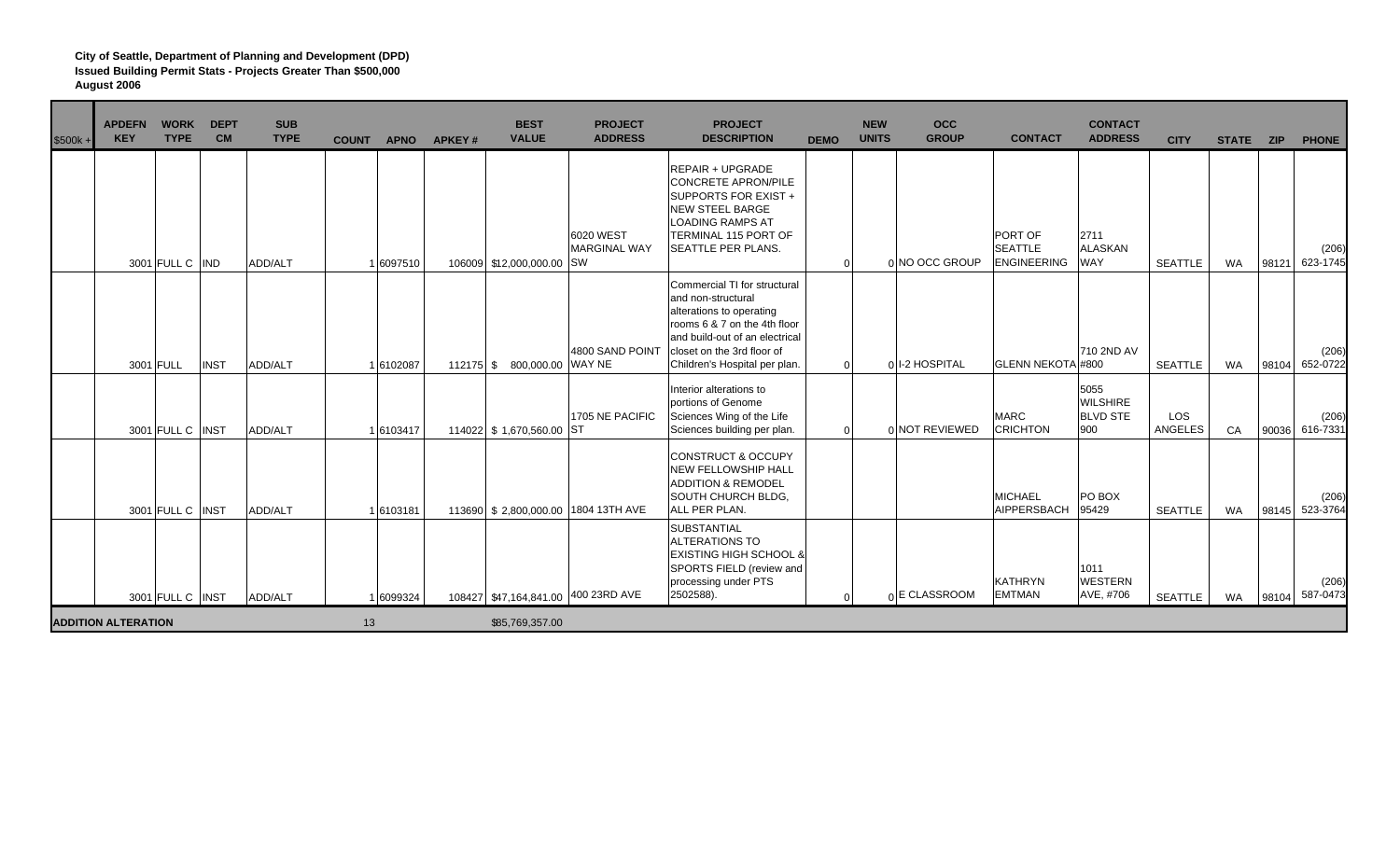**City of Seattle, Department of Planning and Development (DPD)**
**Issued Building Permit Stats - Projects Greater Than $500,000**
**August 2006**

| $500k + | APDEFN KEY | WORK TYPE | DEPT CM | SUB TYPE | COUNT | APNO | APKEY # | BEST VALUE | PROJECT ADDRESS | PROJECT DESCRIPTION | DEMO | NEW UNITS | OCC GROUP | CONTACT | CONTACT ADDRESS | CITY | STATE | ZIP | PHONE |
|---|---|---|---|---|---|---|---|---|---|---|---|---|---|---|---|---|---|---|---|
| | 3001 | FULL C | IND | ADD/ALT | 1 | 6097510 | 106009 | $12,000,000.00 | 6020 WEST MARGINAL WAY SW | REPAIR + UPGRADE CONCRETE APRON/PILE SUPPORTS FOR EXIST + NEW STEEL BARGE LOADING RAMPS AT TERMINAL 115 PORT OF SEATTLE PER PLANS. | 0 | 0 | NO OCC GROUP | PORT OF SEATTLE ENGINEERING | 2711 ALASKAN WAY | SEATTLE | WA | 98121 | (206) 623-1745 |
| | 3001 | FULL | INST | ADD/ALT | 1 | 6102087 | 112175 | $ 800,000.00 | 4800 SAND POINT WAY NE | Commercial TI for structural and non-structural alterations to operating rooms 6 & 7 on the 4th floor and build-out of an electrical closet on the 3rd floor of Children's Hospital per plan. | 0 | 0 | I-2 HOSPITAL | GLENN NEKOTA | 710 2ND AV #800 | SEATTLE | WA | 98104 | (206) 652-0722 |
| | 3001 | FULL C | INST | ADD/ALT | 1 | 6103417 | 114022 | $ 1,670,560.00 | 1705 NE PACIFIC ST | Interior alterations to portions of Genome Sciences Wing of the Life Sciences building per plan. | 0 | 0 | NOT REVIEWED | MARC CRICHTON | 5055 WILSHIRE BLVD STE 900 | LOS ANGELES | CA | 90036 | (206) 616-7331 |
| | 3001 | FULL C | INST | ADD/ALT | 1 | 6103181 | 113690 | $ 2,800,000.00 | 1804 13TH AVE | CONSTRUCT & OCCUPY NEW FELLOWSHIP HALL ADDITION & REMODEL SOUTH CHURCH BLDG, ALL PER PLAN. | | | | MICHAEL AIPPERSBACH | PO BOX 95429 | SEATTLE | WA | 98145 | (206) 523-3764 |
| | 3001 | FULL C | INST | ADD/ALT | 1 | 6099324 | 108427 | $47,164,841.00 | 400 23RD AVE | SUBSTANTIAL ALTERATIONS TO EXISTING HIGH SCHOOL & SPORTS FIELD (review and processing under PTS 2502588). | 0 | 0 | E CLASSROOM | KATHRYN EMTMAN | 1011 WESTERN AVE, #706 | SEATTLE | WA | 98104 | (206) 587-0473 |
| **ADDITION ALTERATION** | | | | | 13 | | | $85,769,357.00 | | | | | | | | | | | |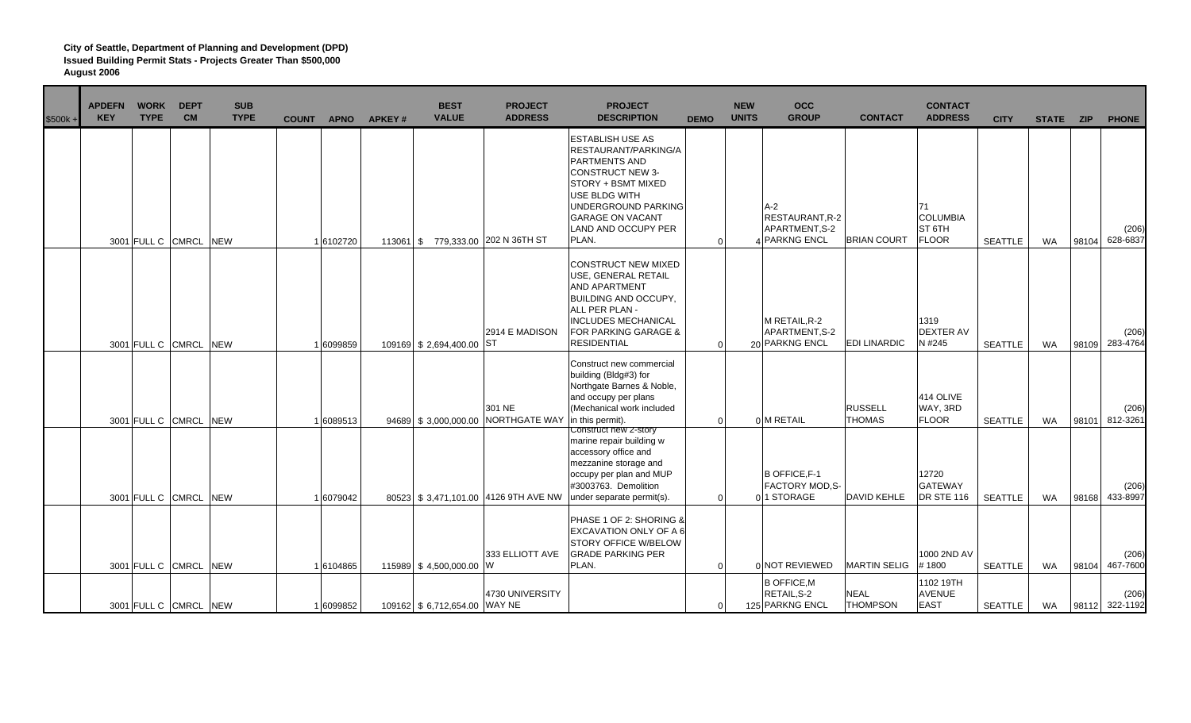**City of Seattle, Department of Planning and Development (DPD)**
**Issued Building Permit Stats - Projects Greater Than $500,000**
**August 2006**

| $500k + | APDEFN KEY | WORK TYPE | DEPT CM | SUB TYPE | COUNT | APNO | APKEY # | BEST VALUE | PROJECT ADDRESS | PROJECT DESCRIPTION | DEMO | NEW UNITS | OCC GROUP | CONTACT | CONTACT ADDRESS | CITY | STATE | ZIP | PHONE |
|---|---|---|---|---|---|---|---|---|---|---|---|---|---|---|---|---|---|---|---|
| | 3001 | FULL C | CMRCL | NEW | 1 | 6102720 | 113061 | $ 779,333.00 | 202 N 36TH ST | ESTABLISH USE AS RESTAURANT/PARKING/APARTMENTS AND CONSTRUCT NEW 3-STORY + BSMT MIXED USE BLDG WITH UNDERGROUND PARKING GARAGE ON VACANT LAND AND OCCUPY PER PLAN. | 0 | 4 | A-2 RESTAURANT,R-2 APARTMENT,S-2 PARKNG ENCL | BRIAN COURT | 71 COLUMBIA ST 6TH FLOOR | SEATTLE | WA | 98104 | (206) 628-6837 |
| | 3001 | FULL C | CMRCL | NEW | 1 | 6099859 | 109169 | $ 2,694,400.00 | 2914 E MADISON ST | CONSTRUCT NEW MIXED USE, GENERAL RETAIL AND APARTMENT BUILDING AND OCCUPY, ALL PER PLAN - INCLUDES MECHANICAL FOR PARKING GARAGE & RESIDENTIAL | 0 | 20 | M RETAIL,R-2 APARTMENT,S-2 PARKNG ENCL | EDI LINARDIC | 1319 DEXTER AV N #245 | SEATTLE | WA | 98109 | (206) 283-4764 |
| | 3001 | FULL C | CMRCL | NEW | 1 | 6089513 | 94689 | $ 3,000,000.00 | 301 NE NORTHGATE WAY | Construct new commercial building (Bldg#3) for Northgate Barnes & Noble, and occupy per plans (Mechanical work included in this permit). | 0 | 0 | M RETAIL | RUSSELL THOMAS | 414 OLIVE WAY, 3RD FLOOR | SEATTLE | WA | 98101 | (206) 812-3261 |
| | 3001 | FULL C | CMRCL | NEW | 1 | 6079042 | 80523 | $ 3,471,101.00 | 4126 9TH AVE NW | Construct new 2-story marine repair building w accessory office and mezzanine storage and occupy per plan and MUP #3003763. Demolition under separate permit(s). | 0 | 0 | B OFFICE,F-1 FACTORY MOD,S-1 STORAGE | DAVID KEHLE | 12720 GATEWAY DR STE 116 | SEATTLE | WA | 98168 | (206) 433-8997 |
| | 3001 | FULL C | CMRCL | NEW | 1 | 6104865 | 115989 | $ 4,500,000.00 | 333 ELLIOTT AVE W | PHASE 1 OF 2: SHORING & EXCAVATION ONLY OF A 6 STORY OFFICE W/BELOW GRADE PARKING PER PLAN. | 0 | 0 | NOT REVIEWED | MARTIN SELIG | 1000 2ND AV # 1800 | SEATTLE | WA | 98104 | (206) 467-7600 |
| | 3001 | FULL C | CMRCL | NEW | 1 | 6099852 | 109162 | $ 6,712,654.00 | 4730 UNIVERSITY WAY NE | | 0 | 125 | B OFFICE,M RETAIL,S-2 PARKNG ENCL | NEAL THOMPSON | 1102 19TH AVENUE EAST | SEATTLE | WA | 98112 | (206) 322-1192 |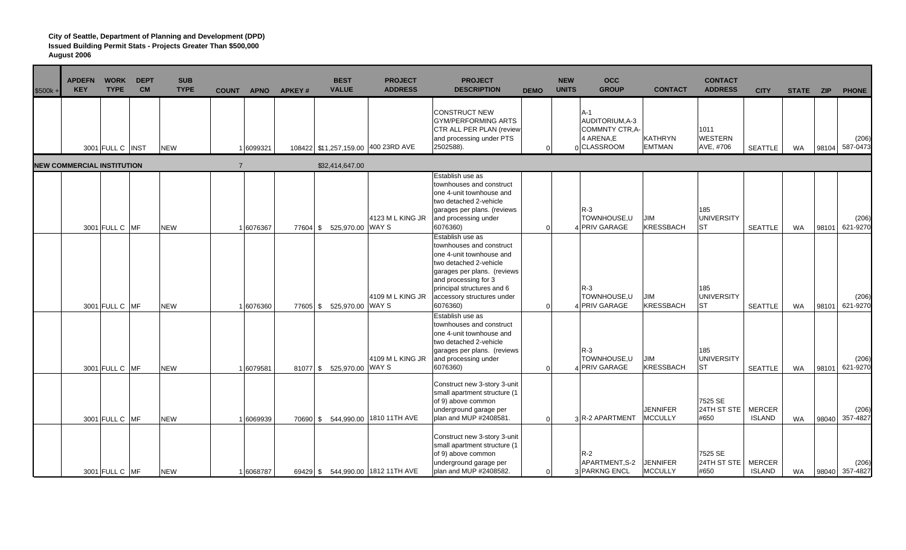**City of Seattle, Department of Planning and Development (DPD)**
**Issued Building Permit Stats - Projects Greater Than $500,000**
**August 2006**

| $500k + | APDEFN KEY | WORK TYPE | DEPT CM | SUB TYPE | COUNT | APNO | APKEY # | BEST VALUE | PROJECT ADDRESS | PROJECT DESCRIPTION | DEMO | NEW UNITS | OCC GROUP | CONTACT | CONTACT ADDRESS | CITY | STATE | ZIP | PHONE |
|---|---|---|---|---|---|---|---|---|---|---|---|---|---|---|---|---|---|---|---|
| | 3001 | FULL C | INST | NEW | 1 | 6099321 | 108422 | $11,257,159.00 | 400 23RD AVE | CONSTRUCT NEW GYM/PERFORMING ARTS CTR ALL PER PLAN (review and processing under PTS 2502588). | 0 | 0 | A-1 AUDITORIUM,A-3 COMMNTY CTR,A-4 ARENA,E CLASSROOM | KATHRYN EMTMAN | 1011 WESTERN AVE, #706 | SEATTLE | WA | 98104 | (206) 587-0473 |
| **NEW COMMERCIAL INSTITUTION** | | | | | 7 | | | $32,414,647.00 | | | | | | | | | | | |
| | 3001 | FULL C | MF | NEW | 1 | 6076367 | 77604 | $ 525,970.00 | 4123 M L KING JR WAY S | Establish use as townhouses and construct one 4-unit townhouse and two detached 2-vehicle garages per plans. (reviews and processing under 6076360) | 0 | 4 | R-3 TOWNHOUSE,U PRIV GARAGE | JIM KRESSBACH | 185 UNIVERSITY ST | SEATTLE | WA | 98101 | (206) 621-9270 |
| | 3001 | FULL C | MF | NEW | 1 | 6076360 | 77605 | $ 525,970.00 | 4109 M L KING JR WAY S | Establish use as townhouses and construct one 4-unit townhouse and two detached 2-vehicle garages per plans. (reviews and processing for 3 principal structures and 6 accessory structures under 6076360) | 0 | 4 | R-3 TOWNHOUSE,U PRIV GARAGE | JIM KRESSBACH | 185 UNIVERSITY ST | SEATTLE | WA | 98101 | (206) 621-9270 |
| | 3001 | FULL C | MF | NEW | 1 | 6079581 | 81077 | $ 525,970.00 | 4109 M L KING JR WAY S | Establish use as townhouses and construct one 4-unit townhouse and two detached 2-vehicle garages per plans. (reviews and processing under 6076360) | 0 | 4 | R-3 TOWNHOUSE,U PRIV GARAGE | JIM KRESSBACH | 185 UNIVERSITY ST | SEATTLE | WA | 98101 | (206) 621-9270 |
| | 3001 | FULL C | MF | NEW | 1 | 6069939 | 70690 | $ 544,990.00 | 1810 11TH AVE | Construct new 3-story 3-unit small apartment structure (1 of 9) above common underground garage per plan and MUP #2408581. | 0 | 3 | R-2 APARTMENT | JENNIFER MCCULLY | 7525 SE 24TH ST STE #650 | MERCER ISLAND | WA | 98040 | (206) 357-4827 |
| | 3001 | FULL C | MF | NEW | 1 | 6068787 | 69429 | $ 544,990.00 | 1812 11TH AVE | Construct new 3-story 3-unit small apartment structure (1 of 9) above common underground garage per plan and MUP #2408582. | 0 | 3 | R-2 APARTMENT,S-2 PARKNG ENCL | JENNIFER MCCULLY | 7525 SE 24TH ST STE #650 | MERCER ISLAND | WA | 98040 | (206) 357-4827 |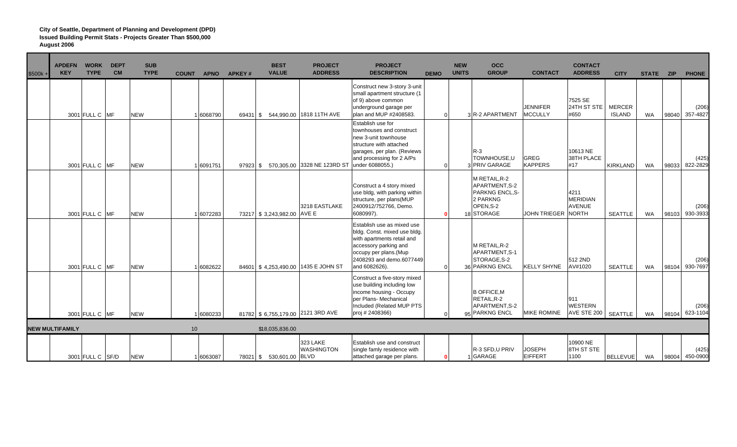**City of Seattle, Department of Planning and Development (DPD)**
**Issued Building Permit Stats - Projects Greater Than $500,000**
**August 2006**

| $500k + | APDEFN KEY | WORK TYPE | DEPT CM | SUB TYPE | COUNT | APNO | APKEY # | BEST VALUE | PROJECT ADDRESS | PROJECT DESCRIPTION | DEMO | NEW UNITS | OCC GROUP | CONTACT | CONTACT ADDRESS | CITY | STATE | ZIP | PHONE |
|---|---|---|---|---|---|---|---|---|---|---|---|---|---|---|---|---|---|---|---|
| | 3001 | FULL C | MF | NEW | 1 | 6068790 | 69431 | $ 544,990.00 | 1818 11TH AVE | Construct new 3-story 3-unit small apartment structure (1 of 9) above common underground garage per plan and MUP #2408583. | 0 | 3 | R-2 APARTMENT | JENNIFER MCCULLY | 7525 SE 24TH ST STE #650 | MERCER ISLAND | WA | 98040 | (206) 357-4827 |
| | 3001 | FULL C | MF | NEW | 1 | 6091751 | 97923 | $ 570,305.00 | 3328 NE 123RD ST | Establish use for townhouses and construct new 3-unit townhouse structure with attached garages, per plan. (Reviews and processing for 2 A/Ps under 6088055.) | 0 | 3 | R-3 TOWNHOUSE,U PRIV GARAGE | GREG KAPPERS | 10613 NE 38TH PLACE #17 | KIRKLAND | WA | 98033 | (425) 822-2829 |
| | 3001 | FULL C | MF | NEW | 1 | 6072283 | 73217 | $ 3,243,982.00 | 3218 EASTLAKE AVE E | Construct a 4 story mixed use bldg, with parking within structure, per plans(MUP 2400912/752766, Demo. 6080997). | 0 | 18 | M RETAIL,R-2 APARTMENT,S-2 PARKNG ENCL,S-2 PARKNG OPEN,S-2 STORAGE | JOHN TRIEGER | 4211 MERIDIAN AVENUE NORTH | SEATTLE | WA | 98103 | (206) 930-3933 |
| | 3001 | FULL C | MF | NEW | 1 | 6082622 | 84601 | $ 4,253,490.00 | 1435 E JOHN ST | Establish use as mixed use bldg. Const. mixed use bldg. with apartments retail and accessory parking and occupy per plans.(Mup 2408293 and demo.6077449 and 6082626). | 0 | 36 | M RETAIL,R-2 APARTMENT,S-1 STORAGE,S-2 PARKNG ENCL | KELLY SHYNE | 512 2ND AV#1020 | SEATTLE | WA | 98104 | (206) 930-7697 |
| | 3001 | FULL C | MF | NEW | 1 | 6080233 | 81782 | $ 6,755,179.00 | 2121 3RD AVE | Construct a five-story mixed use building including low income housing - Occupy per Plans- Mechanical Included (Related MUP PTS proj # 2408366) | 0 | 95 | B OFFICE,M RETAIL,R-2 APARTMENT,S-2 PARKNG ENCL | MIKE ROMINE | 911 WESTERN AVE STE 200 | SEATTLE | WA | 98104 | (206) 623-1104 |
| **NEW MULTIFAMILY** | | | | | 10 | | | $18,035,836.00 | | | | | | | | | | | |
| | 3001 | FULL C | SF/D | NEW | 1 | 6063087 | 78021 | $ 530,601.00 | 323 LAKE WASHINGTON BLVD | Establish use and construct single famly residence with attached garage per plans. | 0 | 1 | R-3 SFD,U PRIV GARAGE | JOSEPH EIFFERT | 10900 NE 8TH ST STE 1100 | BELLEVUE | WA | 98004 | (425) 450-0900 |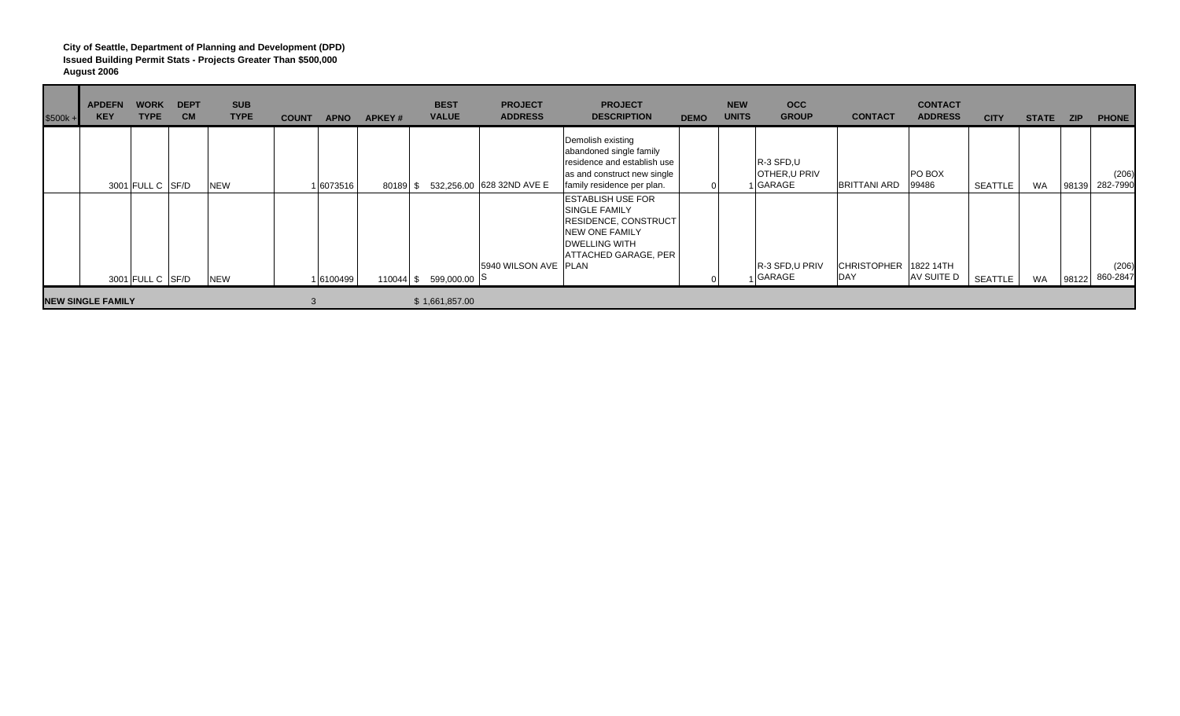**City of Seattle, Department of Planning and Development (DPD)**
**Issued Building Permit Stats - Projects Greater Than $500,000**
**August 2006**

| $500k + | APDEFN KEY | WORK TYPE | DEPT CM | SUB TYPE | COUNT | APNO | APKEY # | BEST VALUE | PROJECT ADDRESS | PROJECT DESCRIPTION | DEMO | NEW UNITS | OCC GROUP | CONTACT | CONTACT ADDRESS | CITY | STATE | ZIP | PHONE |
|---|---|---|---|---|---|---|---|---|---|---|---|---|---|---|---|---|---|---|---|
| | 3001 | FULL C | SF/D | NEW | 1 | 6073516 | 80189 | $ 532,256.00 | 628 32ND AVE E | Demolish existing abandoned single family residence and establish use as and construct new single family residence per plan. | 0 | 1 | R-3 SFD,U OTHER,U PRIV GARAGE | BRITTANI ARD | PO BOX 99486 | SEATTLE | WA | 98139 | (206) 282-7990 |
| | 3001 | FULL C | SF/D | NEW | 1 | 6100499 | 110044 | $ 599,000.00 | 5940 WILSON AVE S | ESTABLISH USE FOR SINGLE FAMILY RESIDENCE, CONSTRUCT NEW ONE FAMILY DWELLING WITH ATTACHED GARAGE, PER PLAN | 0 | 1 | R-3 SFD,U PRIV GARAGE | CHRISTOPHER DAY | 1822 14TH AV SUITE D | SEATTLE | WA | 98122 | (206) 860-2847 |
| **NEW SINGLE FAMILY** | | | | | 3 | | | $ 1,661,857.00 | | | | | | | | | | | |